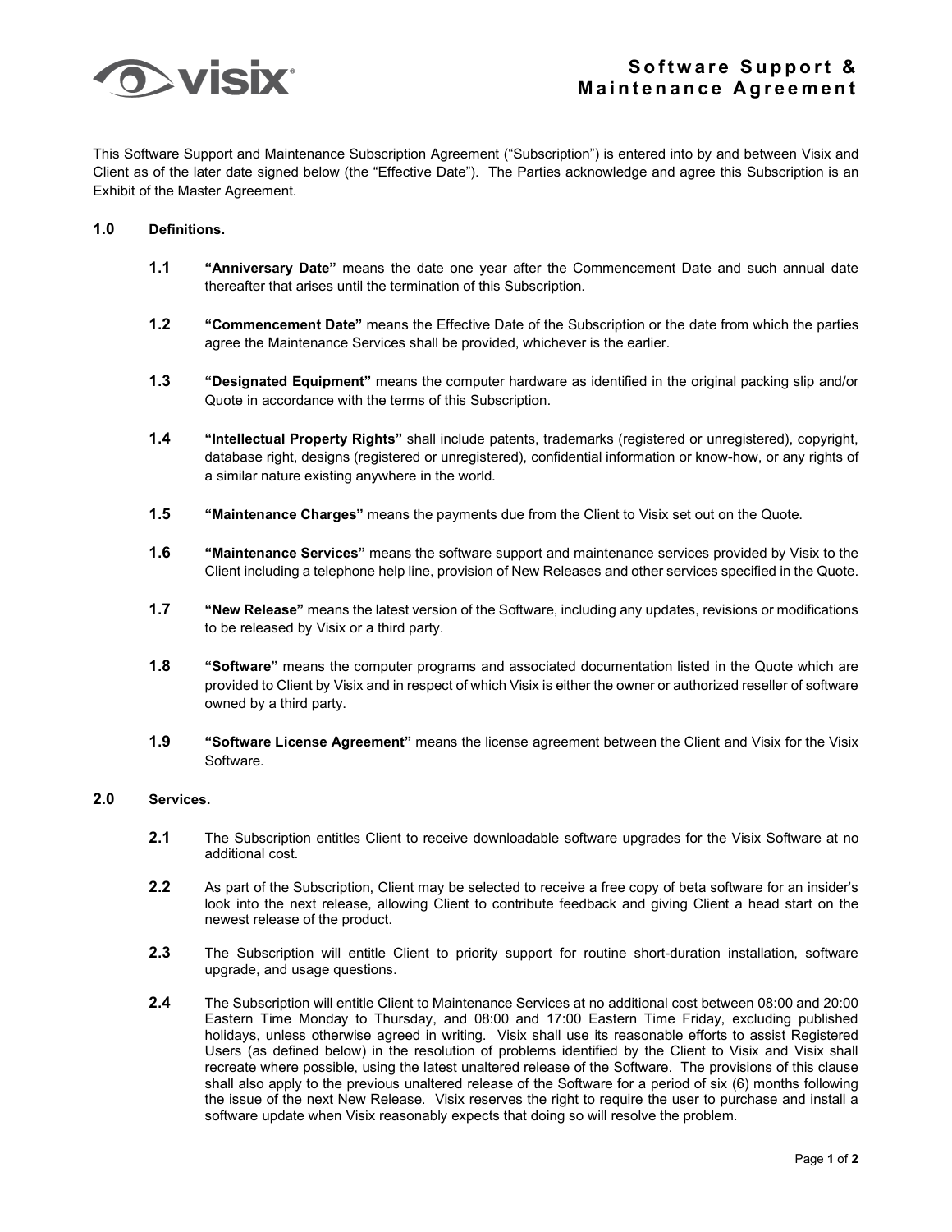# Software Support & Maintenance Agreement

This Software Support and Maintenance Subscription Agreement ("Subscription") is entered into by and between Visix and Client as of the later date signed below (the "Effective Date"). The Parties acknowledge and agree this Subscription is an Exhibit of the Master Agreement.

## 1.0 Definitions.

**1.1** **"Anniversary Date"** means the date one year after the Commencement Date and such annual date thereafter that arises until the termination of this Subscription.

**1.2** **"Commencement Date"** means the Effective Date of the Subscription or the date from which the parties agree the Maintenance Services shall be provided, whichever is the earlier.

**1.3** **"Designated Equipment"** means the computer hardware as identified in the original packing slip and/or Quote in accordance with the terms of this Subscription.

**1.4** **"Intellectual Property Rights"** shall include patents, trademarks (registered or unregistered), copyright, database right, designs (registered or unregistered), confidential information or know-how, or any rights of a similar nature existing anywhere in the world.

**1.5** **"Maintenance Charges"** means the payments due from the Client to Visix set out on the Quote.

**1.6** **"Maintenance Services"** means the software support and maintenance services provided by Visix to the Client including a telephone help line, provision of New Releases and other services specified in the Quote.

**1.7** **"New Release"** means the latest version of the Software, including any updates, revisions or modifications to be released by Visix or a third party.

**1.8** **"Software"** means the computer programs and associated documentation listed in the Quote which are provided to Client by Visix and in respect of which Visix is either the owner or authorized reseller of software owned by a third party.

**1.9** **"Software License Agreement"** means the license agreement between the Client and Visix for the Visix Software.

## 2.0 Services.

**2.1** The Subscription entitles Client to receive downloadable software upgrades for the Visix Software at no additional cost.

**2.2** As part of the Subscription, Client may be selected to receive a free copy of beta software for an insider's look into the next release, allowing Client to contribute feedback and giving Client a head start on the newest release of the product.

**2.3** The Subscription will entitle Client to priority support for routine short-duration installation, software upgrade, and usage questions.

**2.4** The Subscription will entitle Client to Maintenance Services at no additional cost between 08:00 and 20:00 Eastern Time Monday to Thursday, and 08:00 and 17:00 Eastern Time Friday, excluding published holidays, unless otherwise agreed in writing. Visix shall use its reasonable efforts to assist Registered Users (as defined below) in the resolution of problems identified by the Client to Visix and Visix shall recreate where possible, using the latest unaltered release of the Software. The provisions of this clause shall also apply to the previous unaltered release of the Software for a period of six (6) months following the issue of the next New Release. Visix reserves the right to require the user to purchase and install a software update when Visix reasonably expects that doing so will resolve the problem.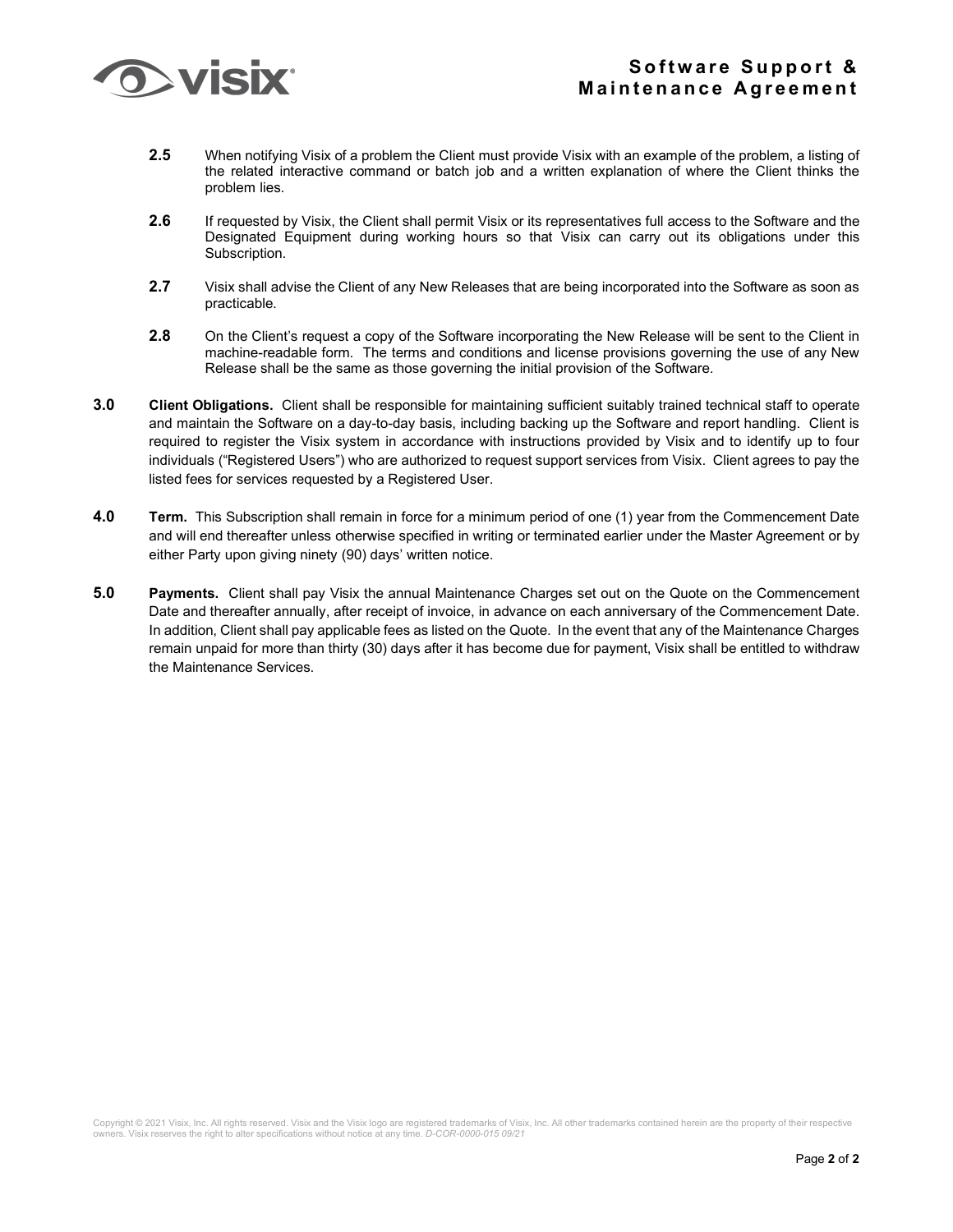**2.5** When notifying Visix of a problem the Client must provide Visix with an example of the problem, a listing of the related interactive command or batch job and a written explanation of where the Client thinks the problem lies.

**2.6** If requested by Visix, the Client shall permit Visix or its representatives full access to the Software and the Designated Equipment during working hours so that Visix can carry out its obligations under this Subscription.

**2.7** Visix shall advise the Client of any New Releases that are being incorporated into the Software as soon as practicable.

**2.8** On the Client's request a copy of the Software incorporating the New Release will be sent to the Client in machine-readable form. The terms and conditions and license provisions governing the use of any New Release shall be the same as those governing the initial provision of the Software.

**3.0 Client Obligations.** Client shall be responsible for maintaining sufficient suitably trained technical staff to operate and maintain the Software on a day-to-day basis, including backing up the Software and report handling. Client is required to register the Visix system in accordance with instructions provided by Visix and to identify up to four individuals ("Registered Users") who are authorized to request support services from Visix. Client agrees to pay the listed fees for services requested by a Registered User.

**4.0 Term.** This Subscription shall remain in force for a minimum period of one (1) year from the Commencement Date and will end thereafter unless otherwise specified in writing or terminated earlier under the Master Agreement or by either Party upon giving ninety (90) days' written notice.

**5.0 Payments.** Client shall pay Visix the annual Maintenance Charges set out on the Quote on the Commencement Date and thereafter annually, after receipt of invoice, in advance on each anniversary of the Commencement Date. In addition, Client shall pay applicable fees as listed on the Quote. In the event that any of the Maintenance Charges remain unpaid for more than thirty (30) days after it has become due for payment, Visix shall be entitled to withdraw the Maintenance Services.

Copyright © 2021 Visix, Inc. All rights reserved. Visix and the Visix logo are registered trademarks of Visix, Inc. All other trademarks contained herein are the property of their respective owners. Visix reserves the right to alter specifications without notice at any time. *D-COR-0000-015 09/21*